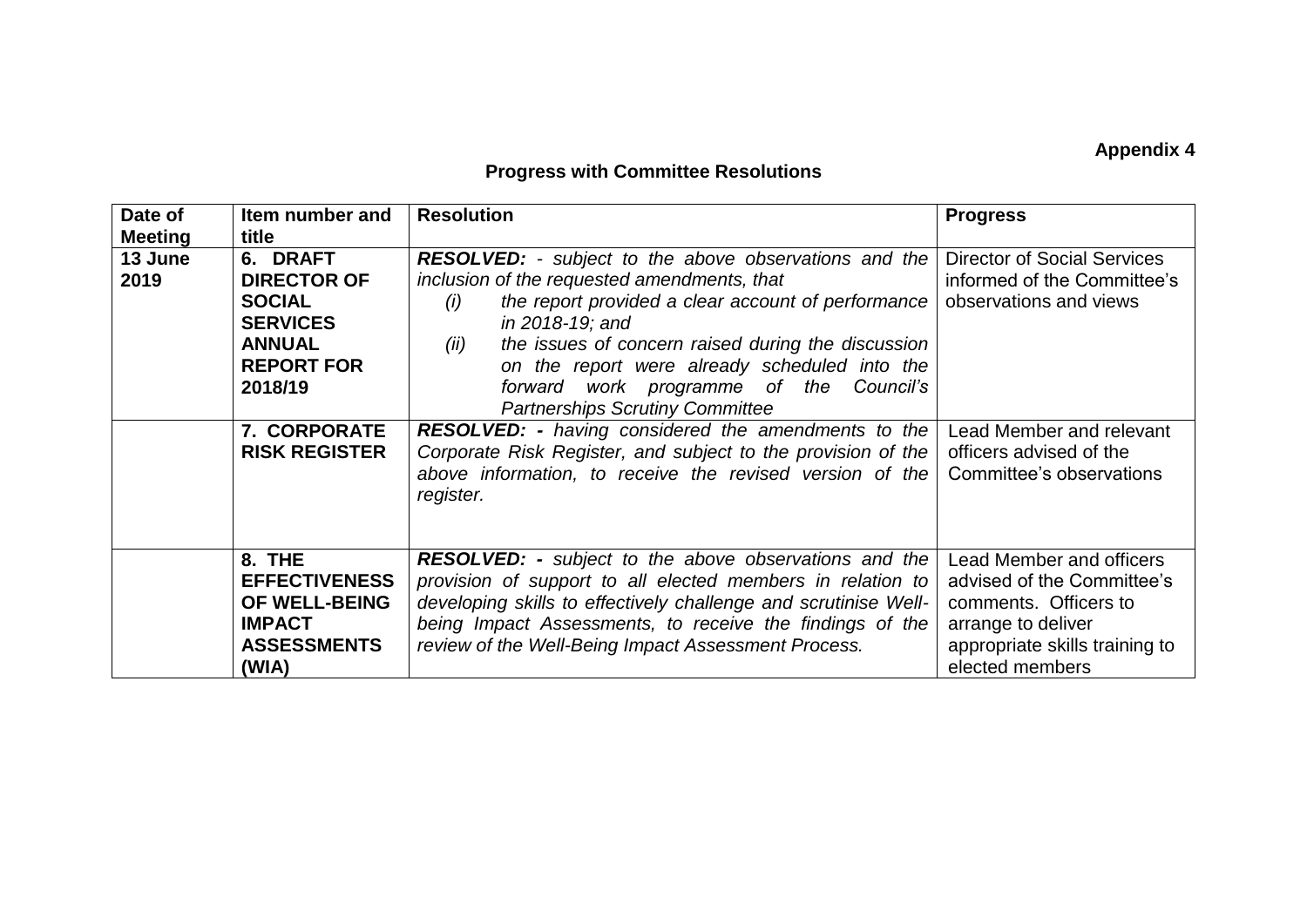**Appendix 4**

## Progress with Committee Resolutions

| Date of Meeting | Item number and title | Resolution | Progress |
|---|---|---|---|
| **13 June 2019** | **6. DRAFT DIRECTOR OF SOCIAL SERVICES ANNUAL REPORT FOR 2018/19** | ***RESOLVED:*** *- subject to the above observations and the inclusion of the requested amendments, that* <br> *(i) the report provided a clear account of performance in 2018-19; and* <br> *(ii) the issues of concern raised during the discussion on the report were already scheduled into the forward work programme of the Council's Partnerships Scrutiny Committee* | Director of Social Services informed of the Committee's observations and views |
| | **7. CORPORATE RISK REGISTER** | ***RESOLVED: -*** *having considered the amendments to the Corporate Risk Register, and subject to the provision of the above information, to receive the revised version of the register.* | Lead Member and relevant officers advised of the Committee's observations |
| | **8. THE EFFECTIVENESS OF WELL-BEING IMPACT ASSESSMENTS (WIA)** | ***RESOLVED: -*** *subject to the above observations and the provision of support to all elected members in relation to developing skills to effectively challenge and scrutinise Well-being Impact Assessments, to receive the findings of the review of the Well-Being Impact Assessment Process.* | Lead Member and officers advised of the Committee's comments. Officers to arrange to deliver appropriate skills training to elected members |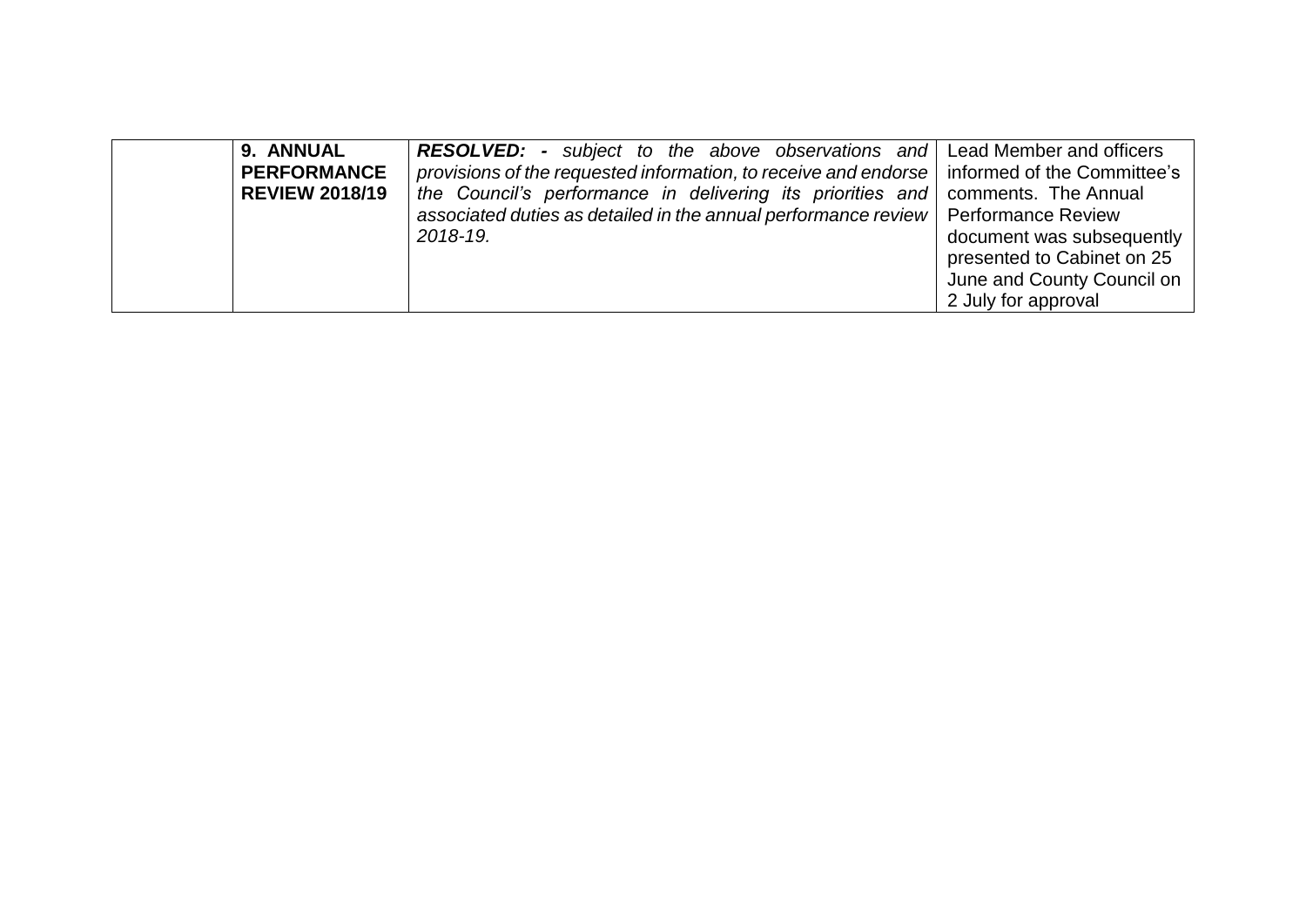| | | | |
|---|---|---|---|
| | **9. ANNUAL PERFORMANCE REVIEW 2018/19** | ***RESOLVED: -*** *subject to the above observations and provisions of the requested information, to receive and endorse the Council's performance in delivering its priorities and associated duties as detailed in the annual performance review 2018-19.* | Lead Member and officers informed of the Committee's comments. The Annual Performance Review document was subsequently presented to Cabinet on 25 June and County Council on 2 July for approval |